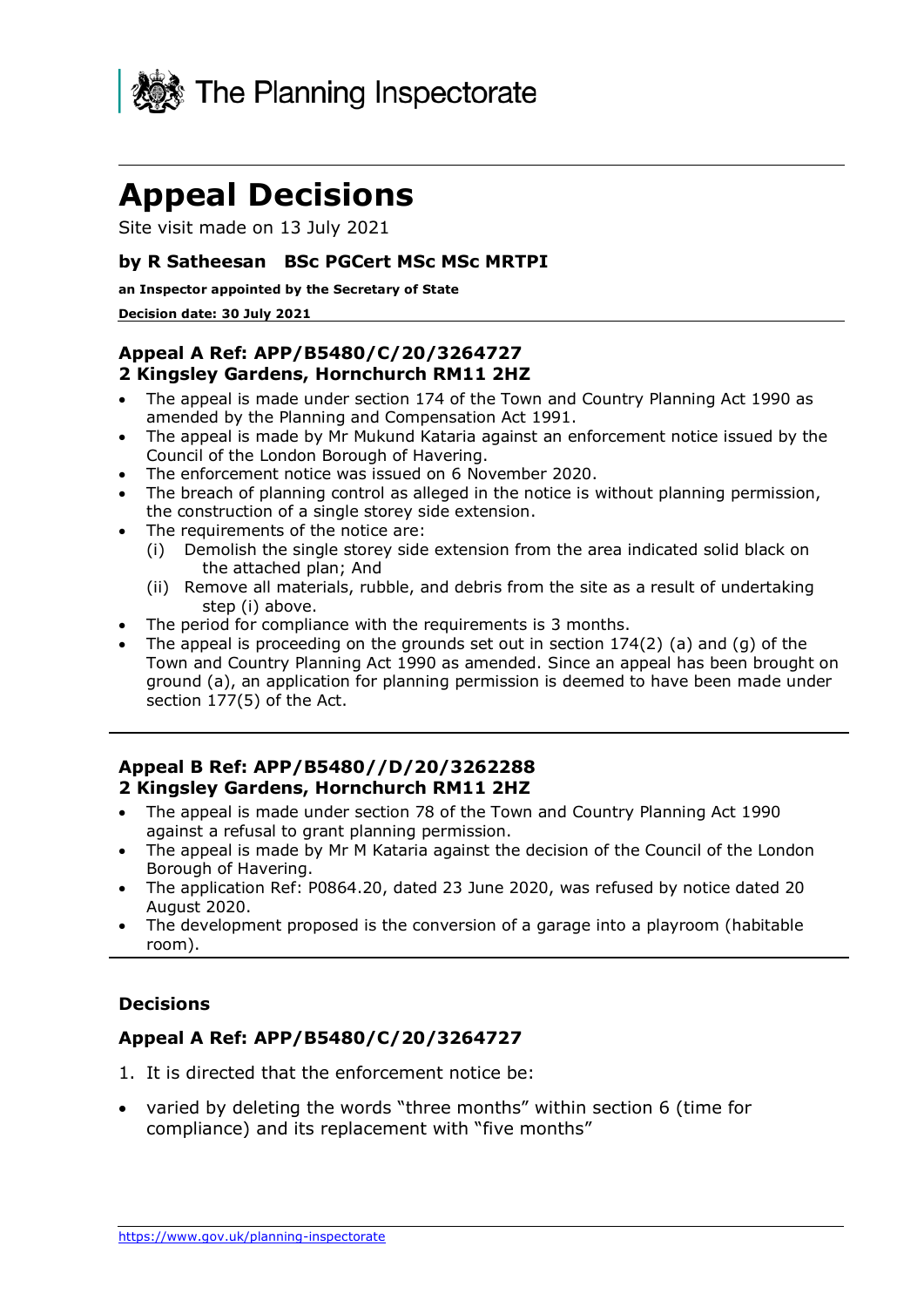The Planning Inspectorate

# Appeal Decisions

Site visit made on 13 July 2021

### by R Satheesan BSc PGCert MSc MSc MRTPI

**an Inspector appointed by the Secretary of State**

**Decision date: 30 July 2021**

### Appeal A Ref: APP/B5480/C/20/3264727
### 2 Kingsley Gardens, Hornchurch RM11 2HZ

- The appeal is made under section 174 of the Town and Country Planning Act 1990 as amended by the Planning and Compensation Act 1991.
- The appeal is made by Mr Mukund Kataria against an enforcement notice issued by the Council of the London Borough of Havering.
- The enforcement notice was issued on 6 November 2020.
- The breach of planning control as alleged in the notice is without planning permission, the construction of a single storey side extension.
- The requirements of the notice are:
  (i) Demolish the single storey side extension from the area indicated solid black on the attached plan; And
  (ii) Remove all materials, rubble, and debris from the site as a result of undertaking step (i) above.
- The period for compliance with the requirements is 3 months.
- The appeal is proceeding on the grounds set out in section 174(2) (a) and (g) of the Town and Country Planning Act 1990 as amended. Since an appeal has been brought on ground (a), an application for planning permission is deemed to have been made under section 177(5) of the Act.

### Appeal B Ref: APP/B5480//D/20/3262288
### 2 Kingsley Gardens, Hornchurch RM11 2HZ

- The appeal is made under section 78 of the Town and Country Planning Act 1990 against a refusal to grant planning permission.
- The appeal is made by Mr M Kataria against the decision of the Council of the London Borough of Havering.
- The application Ref: P0864.20, dated 23 June 2020, was refused by notice dated 20 August 2020.
- The development proposed is the conversion of a garage into a playroom (habitable room).

## Decisions

### Appeal A Ref: APP/B5480/C/20/3264727

1. It is directed that the enforcement notice be:

- varied by deleting the words "three months" within section 6 (time for compliance) and its replacement with "five months"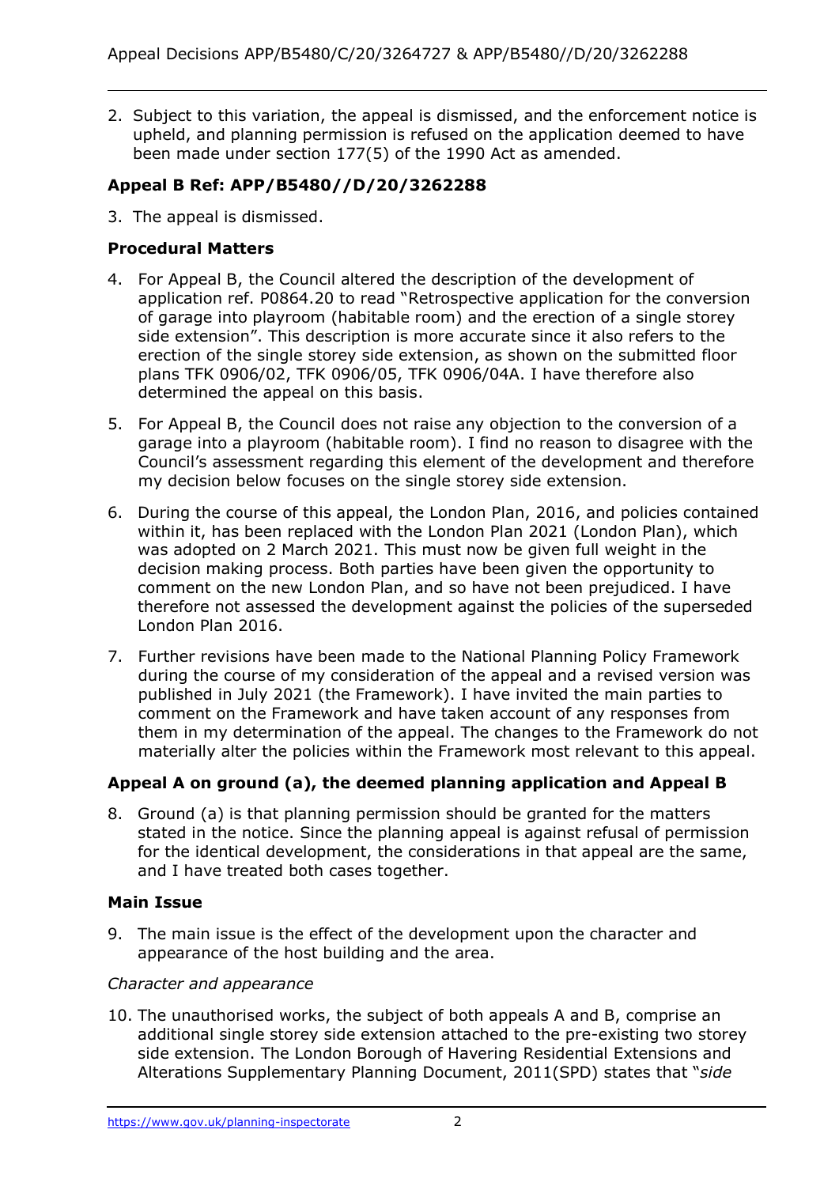2. Subject to this variation, the appeal is dismissed, and the enforcement notice is upheld, and planning permission is refused on the application deemed to have been made under section 177(5) of the 1990 Act as amended.

### Appeal B Ref: APP/B5480//D/20/3262288

3. The appeal is dismissed.

### Procedural Matters

4. For Appeal B, the Council altered the description of the development of application ref. P0864.20 to read "Retrospective application for the conversion of garage into playroom (habitable room) and the erection of a single storey side extension". This description is more accurate since it also refers to the erection of the single storey side extension, as shown on the submitted floor plans TFK 0906/02, TFK 0906/05, TFK 0906/04A. I have therefore also determined the appeal on this basis.

5. For Appeal B, the Council does not raise any objection to the conversion of a garage into a playroom (habitable room). I find no reason to disagree with the Council's assessment regarding this element of the development and therefore my decision below focuses on the single storey side extension.

6. During the course of this appeal, the London Plan, 2016, and policies contained within it, has been replaced with the London Plan 2021 (London Plan), which was adopted on 2 March 2021. This must now be given full weight in the decision making process. Both parties have been given the opportunity to comment on the new London Plan, and so have not been prejudiced. I have therefore not assessed the development against the policies of the superseded London Plan 2016.

7. Further revisions have been made to the National Planning Policy Framework during the course of my consideration of the appeal and a revised version was published in July 2021 (the Framework). I have invited the main parties to comment on the Framework and have taken account of any responses from them in my determination of the appeal. The changes to the Framework do not materially alter the policies within the Framework most relevant to this appeal.

### Appeal A on ground (a), the deemed planning application and Appeal B

8. Ground (a) is that planning permission should be granted for the matters stated in the notice. Since the planning appeal is against refusal of permission for the identical development, the considerations in that appeal are the same, and I have treated both cases together.

### Main Issue

9. The main issue is the effect of the development upon the character and appearance of the host building and the area.

*Character and appearance*

10. The unauthorised works, the subject of both appeals A and B, comprise an additional single storey side extension attached to the pre-existing two storey side extension. The London Borough of Havering Residential Extensions and Alterations Supplementary Planning Document, 2011(SPD) states that "*side*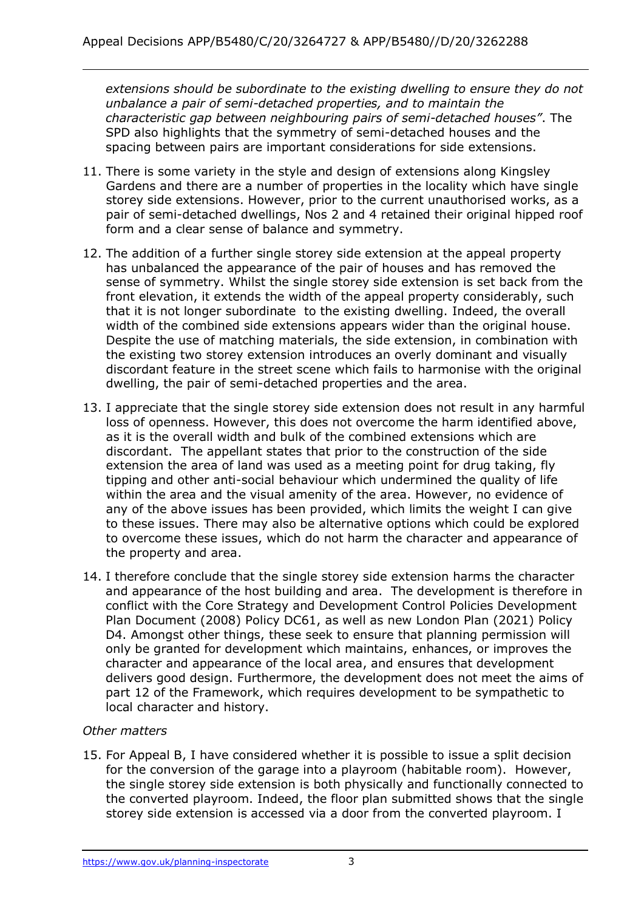*extensions should be subordinate to the existing dwelling to ensure they do not unbalance a pair of semi-detached properties, and to maintain the characteristic gap between neighbouring pairs of semi-detached houses"*. The SPD also highlights that the symmetry of semi-detached houses and the spacing between pairs are important considerations for side extensions.

11. There is some variety in the style and design of extensions along Kingsley Gardens and there are a number of properties in the locality which have single storey side extensions. However, prior to the current unauthorised works, as a pair of semi-detached dwellings, Nos 2 and 4 retained their original hipped roof form and a clear sense of balance and symmetry.

12. The addition of a further single storey side extension at the appeal property has unbalanced the appearance of the pair of houses and has removed the sense of symmetry. Whilst the single storey side extension is set back from the front elevation, it extends the width of the appeal property considerably, such that it is not longer subordinate to the existing dwelling. Indeed, the overall width of the combined side extensions appears wider than the original house. Despite the use of matching materials, the side extension, in combination with the existing two storey extension introduces an overly dominant and visually discordant feature in the street scene which fails to harmonise with the original dwelling, the pair of semi-detached properties and the area.

13. I appreciate that the single storey side extension does not result in any harmful loss of openness. However, this does not overcome the harm identified above, as it is the overall width and bulk of the combined extensions which are discordant. The appellant states that prior to the construction of the side extension the area of land was used as a meeting point for drug taking, fly tipping and other anti-social behaviour which undermined the quality of life within the area and the visual amenity of the area. However, no evidence of any of the above issues has been provided, which limits the weight I can give to these issues. There may also be alternative options which could be explored to overcome these issues, which do not harm the character and appearance of the property and area.

14. I therefore conclude that the single storey side extension harms the character and appearance of the host building and area. The development is therefore in conflict with the Core Strategy and Development Control Policies Development Plan Document (2008) Policy DC61, as well as new London Plan (2021) Policy D4. Amongst other things, these seek to ensure that planning permission will only be granted for development which maintains, enhances, or improves the character and appearance of the local area, and ensures that development delivers good design. Furthermore, the development does not meet the aims of part 12 of the Framework, which requires development to be sympathetic to local character and history.

*Other matters*

15. For Appeal B, I have considered whether it is possible to issue a split decision for the conversion of the garage into a playroom (habitable room). However, the single storey side extension is both physically and functionally connected to the converted playroom. Indeed, the floor plan submitted shows that the single storey side extension is accessed via a door from the converted playroom. I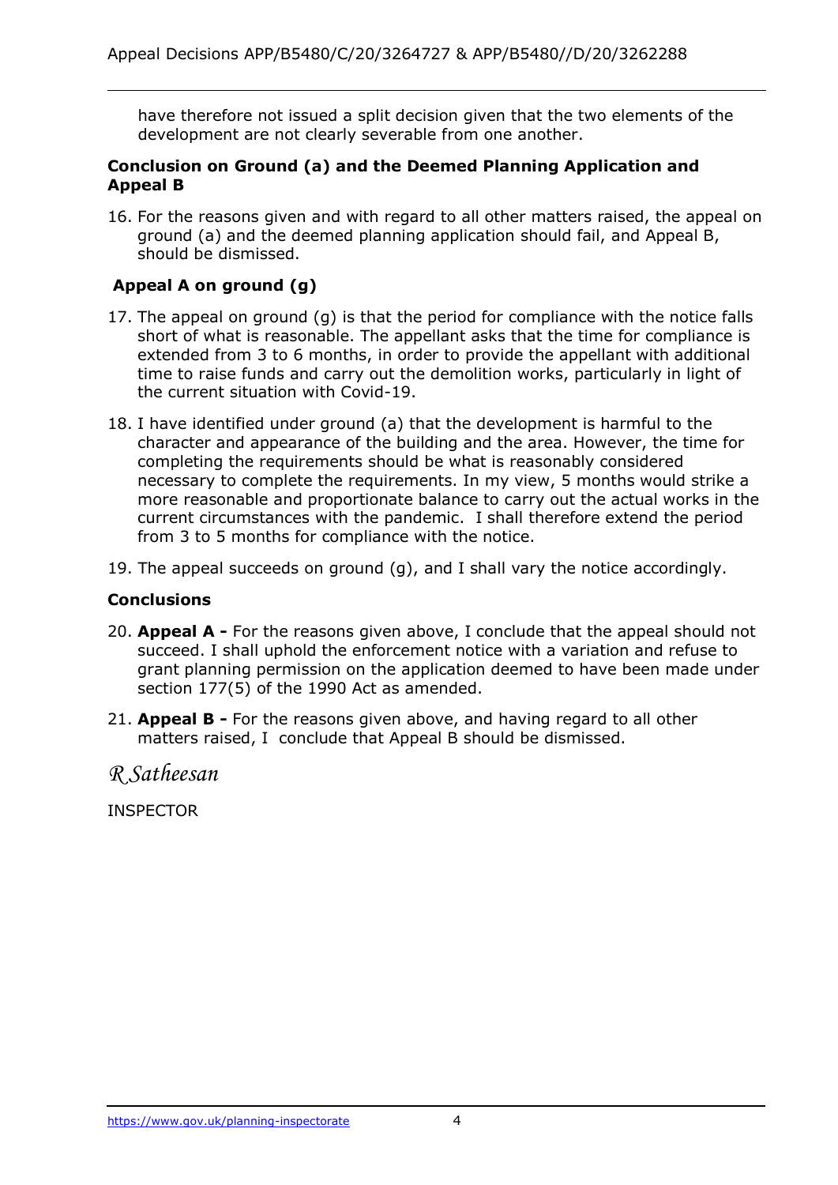have therefore not issued a split decision given that the two elements of the development are not clearly severable from one another.

**Conclusion on Ground (a) and the Deemed Planning Application and Appeal B**

16. For the reasons given and with regard to all other matters raised, the appeal on ground (a) and the deemed planning application should fail, and Appeal B, should be dismissed.

**Appeal A on ground (g)**

17. The appeal on ground (g) is that the period for compliance with the notice falls short of what is reasonable. The appellant asks that the time for compliance is extended from 3 to 6 months, in order to provide the appellant with additional time to raise funds and carry out the demolition works, particularly in light of the current situation with Covid-19.

18. I have identified under ground (a) that the development is harmful to the character and appearance of the building and the area. However, the time for completing the requirements should be what is reasonably considered necessary to complete the requirements. In my view, 5 months would strike a more reasonable and proportionate balance to carry out the actual works in the current circumstances with the pandemic. I shall therefore extend the period from 3 to 5 months for compliance with the notice.

19. The appeal succeeds on ground (g), and I shall vary the notice accordingly.

**Conclusions**

20. **Appeal A -** For the reasons given above, I conclude that the appeal should not succeed. I shall uphold the enforcement notice with a variation and refuse to grant planning permission on the application deemed to have been made under section 177(5) of the 1990 Act as amended.

21. **Appeal B -** For the reasons given above, and having regard to all other matters raised, I conclude that Appeal B should be dismissed.

*R Satheesan*

INSPECTOR